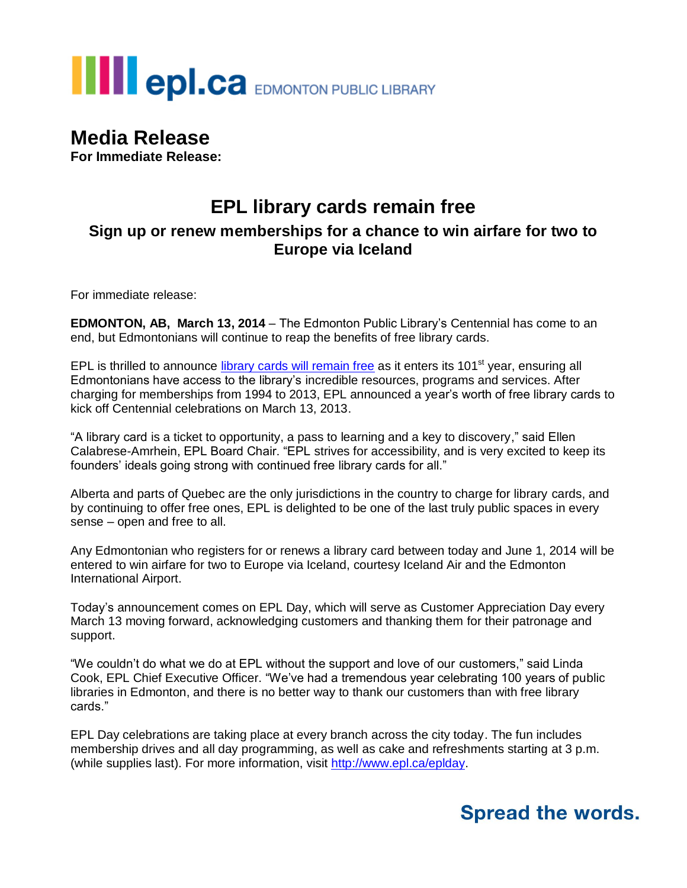epl.ca EDMONTON PUBLIC LIBRARY

# Media Release

**For Immediate Release:**

## EPL library cards remain free

### Sign up or renew memberships for a chance to win airfare for two to Europe via Iceland

For immediate release:

**EDMONTON, AB, March 13, 2014** – The Edmonton Public Library's Centennial has come to an end, but Edmontonians will continue to reap the benefits of free library cards.

EPL is thrilled to announce library cards will remain free as it enters its 101st year, ensuring all Edmontonians have access to the library's incredible resources, programs and services. After charging for memberships from 1994 to 2013, EPL announced a year's worth of free library cards to kick off Centennial celebrations on March 13, 2013.

"A library card is a ticket to opportunity, a pass to learning and a key to discovery," said Ellen Calabrese-Amrhein, EPL Board Chair. "EPL strives for accessibility, and is very excited to keep its founders' ideals going strong with continued free library cards for all."

Alberta and parts of Quebec are the only jurisdictions in the country to charge for library cards, and by continuing to offer free ones, EPL is delighted to be one of the last truly public spaces in every sense – open and free to all.

Any Edmontonian who registers for or renews a library card between today and June 1, 2014 will be entered to win airfare for two to Europe via Iceland, courtesy Iceland Air and the Edmonton International Airport.

Today's announcement comes on EPL Day, which will serve as Customer Appreciation Day every March 13 moving forward, acknowledging customers and thanking them for their patronage and support.

"We couldn't do what we do at EPL without the support and love of our customers," said Linda Cook, EPL Chief Executive Officer. "We've had a tremendous year celebrating 100 years of public libraries in Edmonton, and there is no better way to thank our customers than with free library cards."

EPL Day celebrations are taking place at every branch across the city today. The fun includes membership drives and all day programming, as well as cake and refreshments starting at 3 p.m. (while supplies last). For more information, visit http://www.epl.ca/eplday.

**Spread the words.**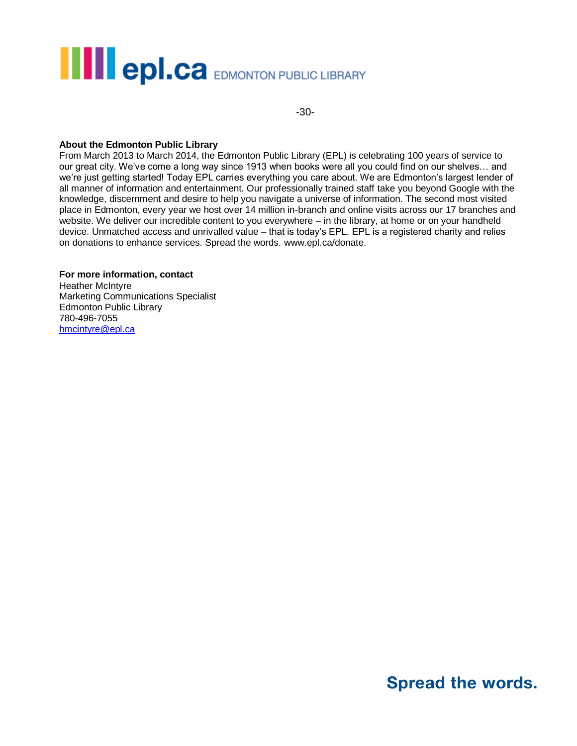epl.ca EDMONTON PUBLIC LIBRARY

-30-

**About the Edmonton Public Library**

From March 2013 to March 2014, the Edmonton Public Library (EPL) is celebrating 100 years of service to our great city. We've come a long way since 1913 when books were all you could find on our shelves… and we're just getting started! Today EPL carries everything you care about. We are Edmonton's largest lender of all manner of information and entertainment. Our professionally trained staff take you beyond Google with the knowledge, discernment and desire to help you navigate a universe of information. The second most visited place in Edmonton, every year we host over 14 million in-branch and online visits across our 17 branches and website. We deliver our incredible content to you everywhere – in the library, at home or on your handheld device. Unmatched access and unrivalled value – that is today's EPL. EPL is a registered charity and relies on donations to enhance services. Spread the words. www.epl.ca/donate.

**For more information, contact**

Heather McIntyre
Marketing Communications Specialist
Edmonton Public Library
780-496-7055
hmcintyre@epl.ca

**Spread the words.**